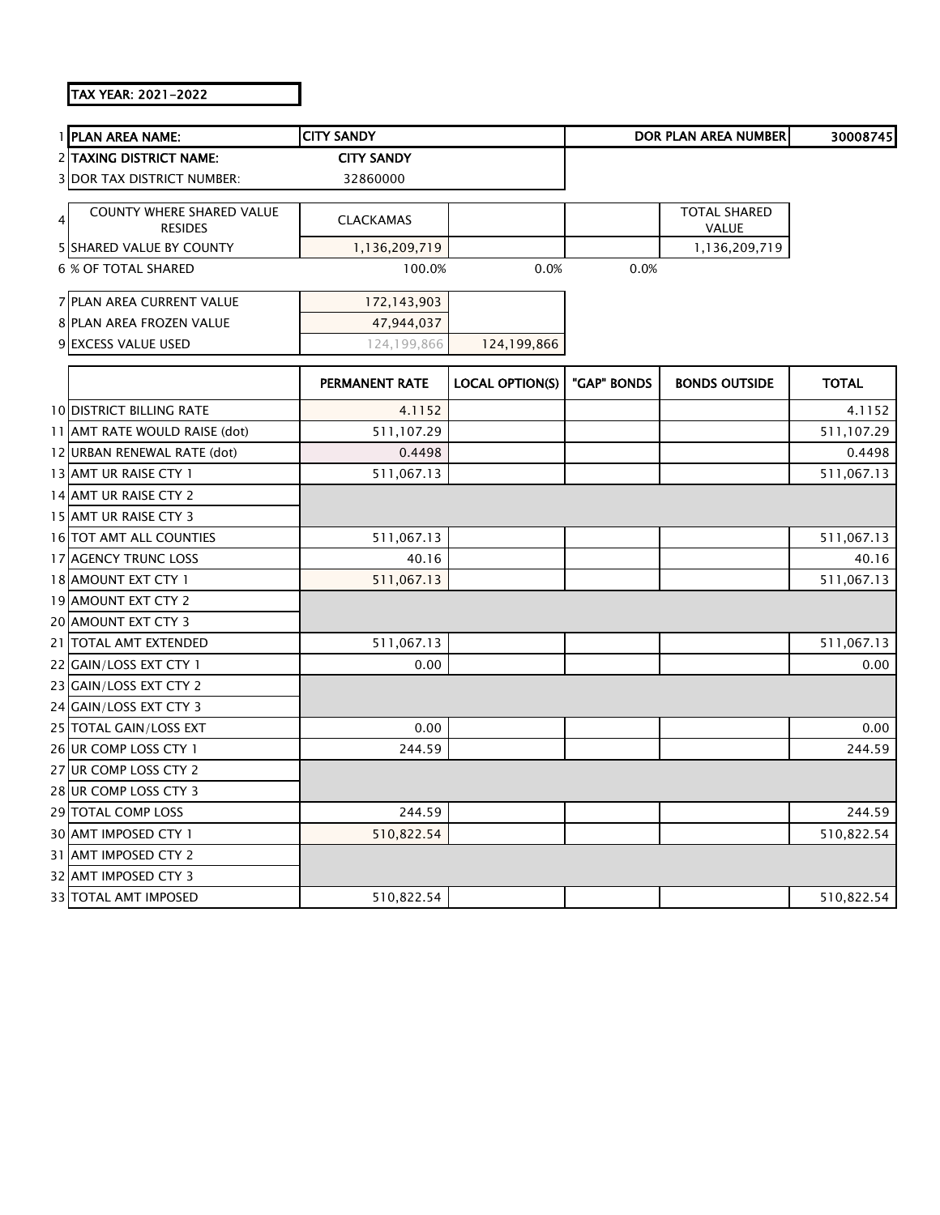**TAX YEAR: 2021-2022**

| | | | | | | |
|---|---|---|---|---|---|---|
| 1 | **PLAN AREA NAME:** | **CITY SANDY** | | | **DOR PLAN AREA NUMBER** | **30008745** |
| 2 | **TAXING DISTRICT NAME:** | **CITY SANDY** | | | | |
| 3 | DOR TAX DISTRICT NUMBER: | 32860000 | | | | |
| 4 | COUNTY WHERE SHARED VALUE RESIDES | CLACKAMAS | | | TOTAL SHARED VALUE | |
| 5 | SHARED VALUE BY COUNTY | 1,136,209,719 | | | 1,136,209,719 | |
| 6 | % OF TOTAL SHARED | 100.0% | 0.0% | 0.0% | | |
| 7 | PLAN AREA CURRENT VALUE | 172,143,903 | | | | |
| 8 | PLAN AREA FROZEN VALUE | 47,944,037 | | | | |
| 9 | EXCESS VALUE USED | 124,199,866 | 124,199,866 | | | |

| | | PERMANENT RATE | LOCAL OPTION(S) | "GAP" BONDS | BONDS OUTSIDE | TOTAL |
|---|---|---|---|---|---|---|
| 10 | DISTRICT BILLING RATE | 4.1152 | | | | 4.1152 |
| 11 | AMT RATE WOULD RAISE (dot) | 511,107.29 | | | | 511,107.29 |
| 12 | URBAN RENEWAL RATE (dot) | 0.4498 | | | | 0.4498 |
| 13 | AMT UR RAISE CTY 1 | 511,067.13 | | | | 511,067.13 |
| 14 | AMT UR RAISE CTY 2 | | | | | |
| 15 | AMT UR RAISE CTY 3 | | | | | |
| 16 | TOT AMT ALL COUNTIES | 511,067.13 | | | | 511,067.13 |
| 17 | AGENCY TRUNC LOSS | 40.16 | | | | 40.16 |
| 18 | AMOUNT EXT CTY 1 | 511,067.13 | | | | 511,067.13 |
| 19 | AMOUNT EXT CTY 2 | | | | | |
| 20 | AMOUNT EXT CTY 3 | | | | | |
| 21 | TOTAL AMT EXTENDED | 511,067.13 | | | | 511,067.13 |
| 22 | GAIN/LOSS EXT CTY 1 | 0.00 | | | | 0.00 |
| 23 | GAIN/LOSS EXT CTY 2 | | | | | |
| 24 | GAIN/LOSS EXT CTY 3 | | | | | |
| 25 | TOTAL GAIN/LOSS EXT | 0.00 | | | | 0.00 |
| 26 | UR COMP LOSS CTY 1 | 244.59 | | | | 244.59 |
| 27 | UR COMP LOSS CTY 2 | | | | | |
| 28 | UR COMP LOSS CTY 3 | | | | | |
| 29 | TOTAL COMP LOSS | 244.59 | | | | 244.59 |
| 30 | AMT IMPOSED CTY 1 | 510,822.54 | | | | 510,822.54 |
| 31 | AMT IMPOSED CTY 2 | | | | | |
| 32 | AMT IMPOSED CTY 3 | | | | | |
| 33 | TOTAL AMT IMPOSED | 510,822.54 | | | | 510,822.54 |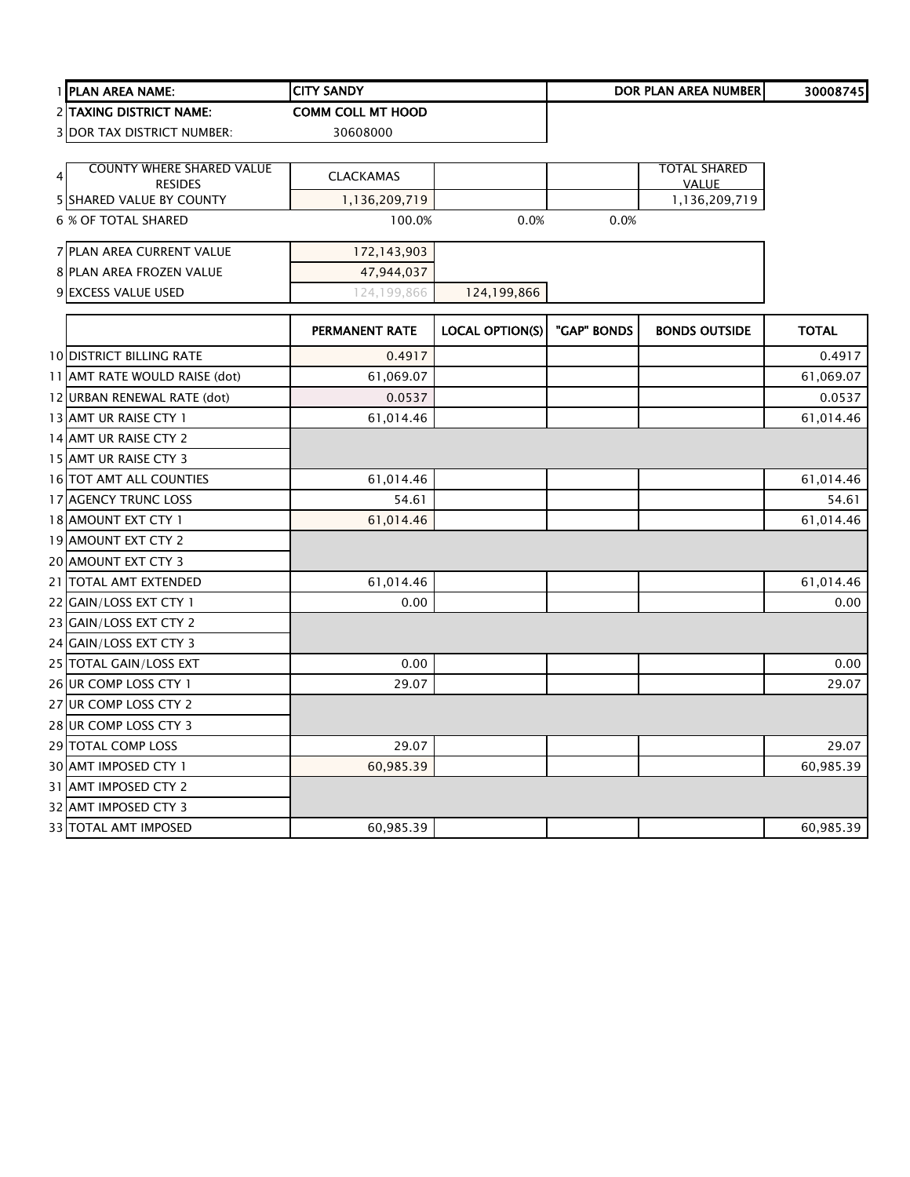| | | | | | |
|---|---|---|---|---|---|
| 1 | **PLAN AREA NAME:** | **CITY SANDY** | | **DOR PLAN AREA NUMBER** | **30008745** |
| 2 | **TAXING DISTRICT NAME:** | **COMM COLL MT HOOD** | | | |
| 3 | DOR TAX DISTRICT NUMBER: | 30608000 | | | |

| | | | | | |
|---|---|---|---|---|---|
| 4 | COUNTY WHERE SHARED VALUE RESIDES | CLACKAMAS | | | TOTAL SHARED VALUE |
| 5 | SHARED VALUE BY COUNTY | 1,136,209,719 | | | 1,136,209,719 |
| 6 | % OF TOTAL SHARED | 100.0% | 0.0% | 0.0% | |

| | | | |
|---|---|---|---|
| 7 | PLAN AREA CURRENT VALUE | 172,143,903 | |
| 8 | PLAN AREA FROZEN VALUE | 47,944,037 | |
| 9 | EXCESS VALUE USED | 124,199,866 | 124,199,866 |

| | | PERMANENT RATE | LOCAL OPTION(S) | "GAP" BONDS | BONDS OUTSIDE | TOTAL |
|---|---|---|---|---|---|---|
| 10 | DISTRICT BILLING RATE | 0.4917 | | | | 0.4917 |
| 11 | AMT RATE WOULD RAISE (dot) | 61,069.07 | | | | 61,069.07 |
| 12 | URBAN RENEWAL RATE (dot) | 0.0537 | | | | 0.0537 |
| 13 | AMT UR RAISE CTY 1 | 61,014.46 | | | | 61,014.46 |
| 14 | AMT UR RAISE CTY 2 | | | | | |
| 15 | AMT UR RAISE CTY 3 | | | | | |
| 16 | TOT AMT ALL COUNTIES | 61,014.46 | | | | 61,014.46 |
| 17 | AGENCY TRUNC LOSS | 54.61 | | | | 54.61 |
| 18 | AMOUNT EXT CTY 1 | 61,014.46 | | | | 61,014.46 |
| 19 | AMOUNT EXT CTY 2 | | | | | |
| 20 | AMOUNT EXT CTY 3 | | | | | |
| 21 | TOTAL AMT EXTENDED | 61,014.46 | | | | 61,014.46 |
| 22 | GAIN/LOSS EXT CTY 1 | 0.00 | | | | 0.00 |
| 23 | GAIN/LOSS EXT CTY 2 | | | | | |
| 24 | GAIN/LOSS EXT CTY 3 | | | | | |
| 25 | TOTAL GAIN/LOSS EXT | 0.00 | | | | 0.00 |
| 26 | UR COMP LOSS CTY 1 | 29.07 | | | | 29.07 |
| 27 | UR COMP LOSS CTY 2 | | | | | |
| 28 | UR COMP LOSS CTY 3 | | | | | |
| 29 | TOTAL COMP LOSS | 29.07 | | | | 29.07 |
| 30 | AMT IMPOSED CTY 1 | 60,985.39 | | | | 60,985.39 |
| 31 | AMT IMPOSED CTY 2 | | | | | |
| 32 | AMT IMPOSED CTY 3 | | | | | |
| 33 | TOTAL AMT IMPOSED | 60,985.39 | | | | 60,985.39 |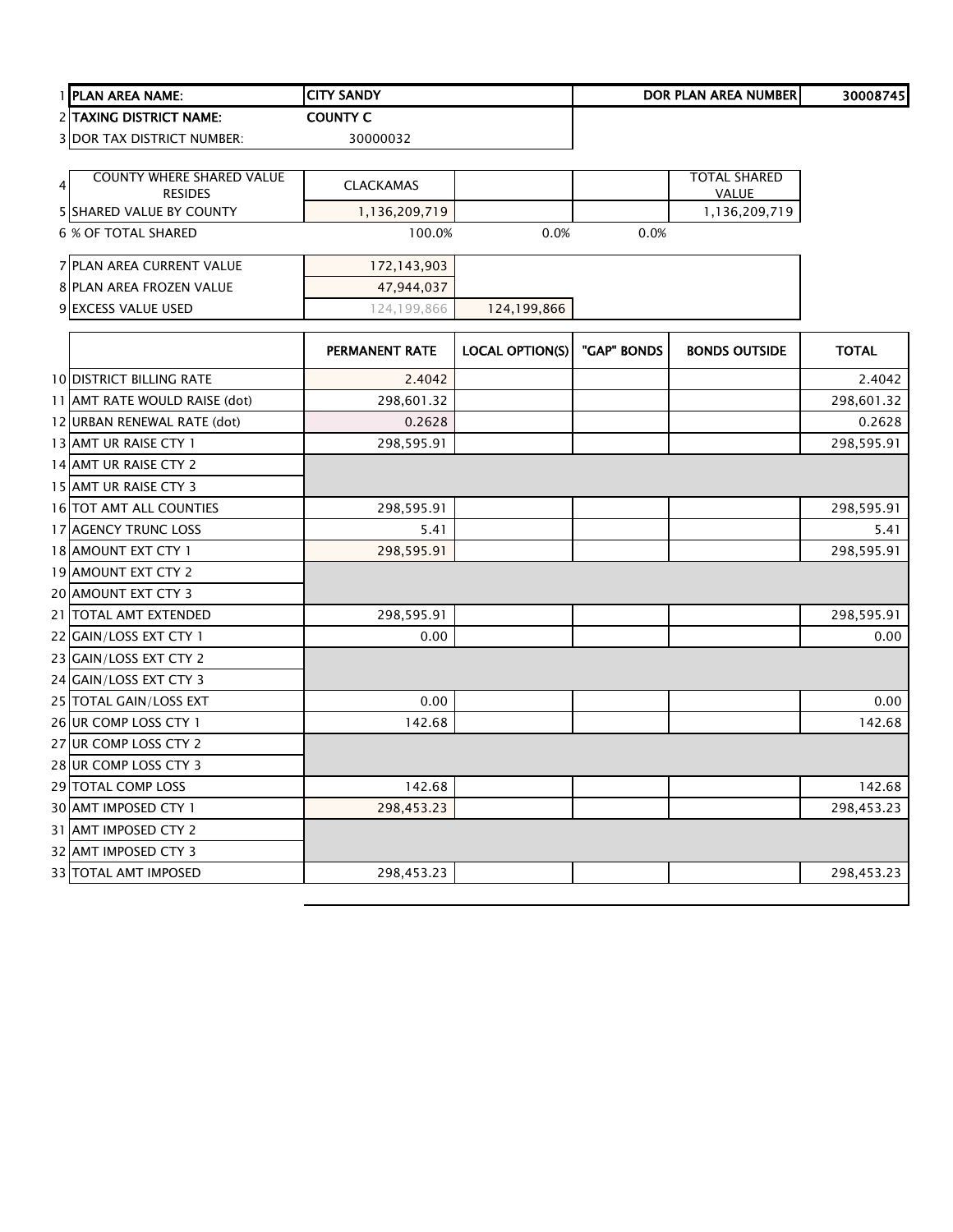| 1 | PLAN AREA NAME: | CITY SANDY | | | DOR PLAN AREA NUMBER | 30008745 |
|---|---|---|---|---|---|---|
| 2 | TAXING DISTRICT NAME: | COUNTY C | | | | |
| 3 | DOR TAX DISTRICT NUMBER: | 30000032 | | | | |

| 4 | COUNTY WHERE SHARED VALUE RESIDES | CLACKAMAS | | | TOTAL SHARED VALUE |
|---|---|---|---|---|---|
| 5 | SHARED VALUE BY COUNTY | 1,136,209,719 | | | 1,136,209,719 |
| 6 | % OF TOTAL SHARED | 100.0% | 0.0% | 0.0% | |

| 7 | PLAN AREA CURRENT VALUE | 172,143,903 | |
|---|---|---|---|
| 8 | PLAN AREA FROZEN VALUE | 47,944,037 | |
| 9 | EXCESS VALUE USED | 124,199,866 | 124,199,866 |

| | | PERMANENT RATE | LOCAL OPTION(S) | "GAP" BONDS | BONDS OUTSIDE | TOTAL |
|---|---|---|---|---|---|---|
| 10 | DISTRICT BILLING RATE | 2.4042 | | | | 2.4042 |
| 11 | AMT RATE WOULD RAISE (dot) | 298,601.32 | | | | 298,601.32 |
| 12 | URBAN RENEWAL RATE (dot) | 0.2628 | | | | 0.2628 |
| 13 | AMT UR RAISE CTY 1 | 298,595.91 | | | | 298,595.91 |
| 14 | AMT UR RAISE CTY 2 | | | | | |
| 15 | AMT UR RAISE CTY 3 | | | | | |
| 16 | TOT AMT ALL COUNTIES | 298,595.91 | | | | 298,595.91 |
| 17 | AGENCY TRUNC LOSS | 5.41 | | | | 5.41 |
| 18 | AMOUNT EXT CTY 1 | 298,595.91 | | | | 298,595.91 |
| 19 | AMOUNT EXT CTY 2 | | | | | |
| 20 | AMOUNT EXT CTY 3 | | | | | |
| 21 | TOTAL AMT EXTENDED | 298,595.91 | | | | 298,595.91 |
| 22 | GAIN/LOSS EXT CTY 1 | 0.00 | | | | 0.00 |
| 23 | GAIN/LOSS EXT CTY 2 | | | | | |
| 24 | GAIN/LOSS EXT CTY 3 | | | | | |
| 25 | TOTAL GAIN/LOSS EXT | 0.00 | | | | 0.00 |
| 26 | UR COMP LOSS CTY 1 | 142.68 | | | | 142.68 |
| 27 | UR COMP LOSS CTY 2 | | | | | |
| 28 | UR COMP LOSS CTY 3 | | | | | |
| 29 | TOTAL COMP LOSS | 142.68 | | | | 142.68 |
| 30 | AMT IMPOSED CTY 1 | 298,453.23 | | | | 298,453.23 |
| 31 | AMT IMPOSED CTY 2 | | | | | |
| 32 | AMT IMPOSED CTY 3 | | | | | |
| 33 | TOTAL AMT IMPOSED | 298,453.23 | | | | 298,453.23 |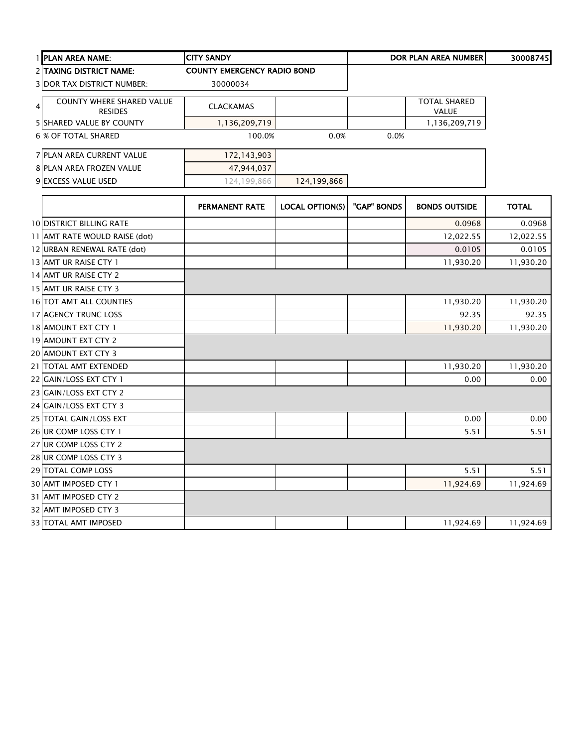| | | | | | | |
|---|---|---|---|---|---|---|
| 1 | **PLAN AREA NAME:** | **CITY SANDY** | | | **DOR PLAN AREA NUMBER** | **30008745** |
| 2 | **TAXING DISTRICT NAME:** | **COUNTY EMERGENCY RADIO BOND** | | | | |
| 3 | DOR TAX DISTRICT NUMBER: | 30000034 | | | | |
| 4 | COUNTY WHERE SHARED VALUE RESIDES | CLACKAMAS | | | TOTAL SHARED VALUE | |
| 5 | SHARED VALUE BY COUNTY | 1,136,209,719 | | | 1,136,209,719 | |
| 6 | % OF TOTAL SHARED | 100.0% | 0.0% | 0.0% | | |
| 7 | PLAN AREA CURRENT VALUE | 172,143,903 | | | | |
| 8 | PLAN AREA FROZEN VALUE | 47,944,037 | | | | |
| 9 | EXCESS VALUE USED | 124,199,866 | 124,199,866 | | | |

| | | PERMANENT RATE | LOCAL OPTION(S) | "GAP" BONDS | BONDS OUTSIDE | TOTAL |
|---|---|---|---|---|---|---|
| 10 | DISTRICT BILLING RATE | | | | 0.0968 | 0.0968 |
| 11 | AMT RATE WOULD RAISE (dot) | | | | 12,022.55 | 12,022.55 |
| 12 | URBAN RENEWAL RATE (dot) | | | | 0.0105 | 0.0105 |
| 13 | AMT UR RAISE CTY 1 | | | | 11,930.20 | 11,930.20 |
| 14 | AMT UR RAISE CTY 2 | | | | | |
| 15 | AMT UR RAISE CTY 3 | | | | | |
| 16 | TOT AMT ALL COUNTIES | | | | 11,930.20 | 11,930.20 |
| 17 | AGENCY TRUNC LOSS | | | | 92.35 | 92.35 |
| 18 | AMOUNT EXT CTY 1 | | | | 11,930.20 | 11,930.20 |
| 19 | AMOUNT EXT CTY 2 | | | | | |
| 20 | AMOUNT EXT CTY 3 | | | | | |
| 21 | TOTAL AMT EXTENDED | | | | 11,930.20 | 11,930.20 |
| 22 | GAIN/LOSS EXT CTY 1 | | | | 0.00 | 0.00 |
| 23 | GAIN/LOSS EXT CTY 2 | | | | | |
| 24 | GAIN/LOSS EXT CTY 3 | | | | | |
| 25 | TOTAL GAIN/LOSS EXT | | | | 0.00 | 0.00 |
| 26 | UR COMP LOSS CTY 1 | | | | 5.51 | 5.51 |
| 27 | UR COMP LOSS CTY 2 | | | | | |
| 28 | UR COMP LOSS CTY 3 | | | | | |
| 29 | TOTAL COMP LOSS | | | | 5.51 | 5.51 |
| 30 | AMT IMPOSED CTY 1 | | | | 11,924.69 | 11,924.69 |
| 31 | AMT IMPOSED CTY 2 | | | | | |
| 32 | AMT IMPOSED CTY 3 | | | | | |
| 33 | TOTAL AMT IMPOSED | | | | 11,924.69 | 11,924.69 |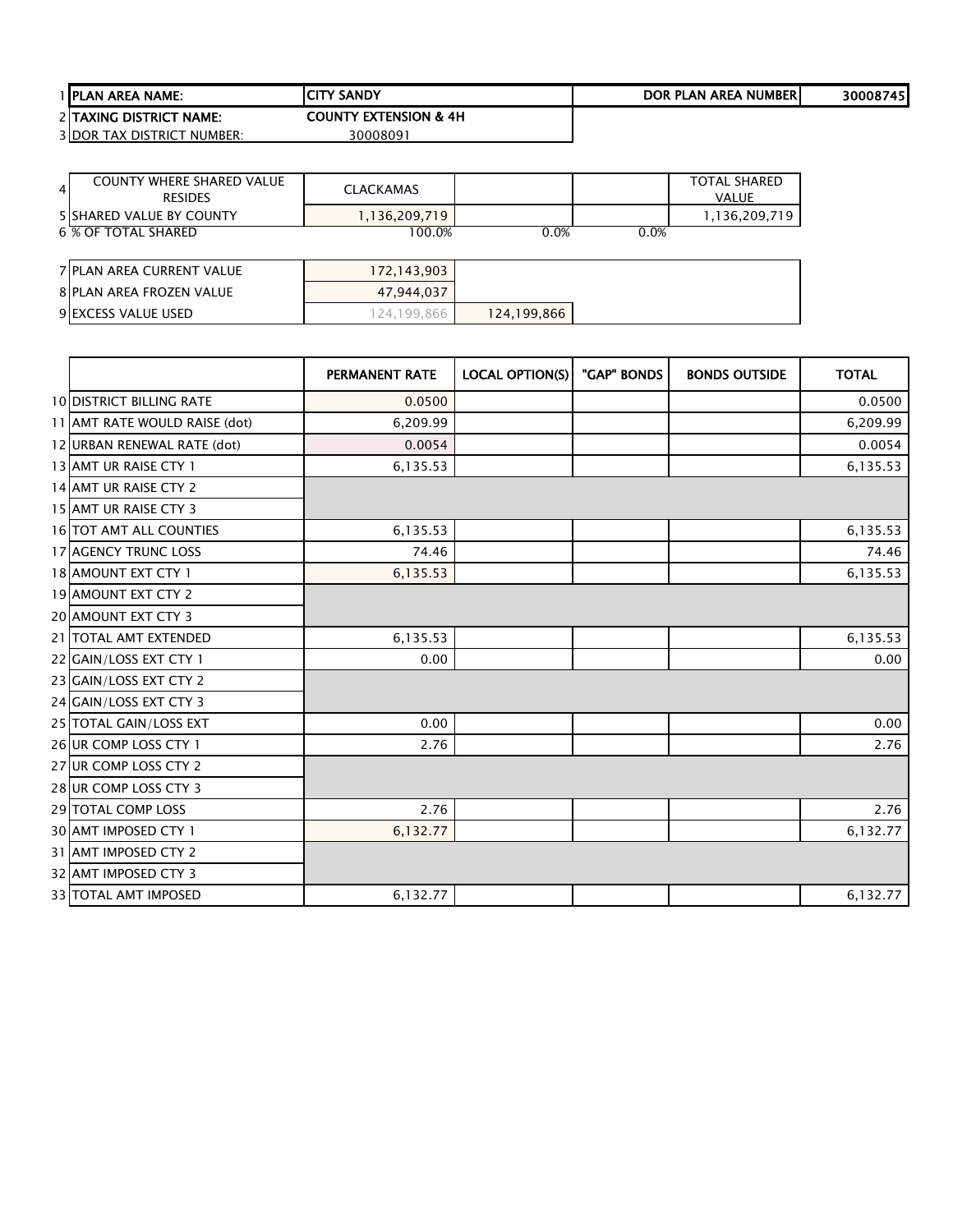| | | | | | |
|---|---|---|---|---|---|
| 1 | PLAN AREA NAME: | CITY SANDY | | DOR PLAN AREA NUMBER | 30008745 |
| 2 | TAXING DISTRICT NAME: | COUNTY EXTENSION & 4H | | | |
| 3 | DOR TAX DISTRICT NUMBER: | 30008091 | | | |

| | | | | | |
|---|---|---|---|---|---|
| 4 | COUNTY WHERE SHARED VALUE RESIDES | CLACKAMAS | | | TOTAL SHARED VALUE |
| 5 | SHARED VALUE BY COUNTY | 1,136,209,719 | | | 1,136,209,719 |
| 6 | % OF TOTAL SHARED | 100.0% | 0.0% | 0.0% | |

| | | | |
|---|---|---|---|
| 7 | PLAN AREA CURRENT VALUE | 172,143,903 | |
| 8 | PLAN AREA FROZEN VALUE | 47,944,037 | |
| 9 | EXCESS VALUE USED | 124,199,866 | 124,199,866 |

| | | PERMANENT RATE | LOCAL OPTION(S) | "GAP" BONDS | BONDS OUTSIDE | TOTAL |
|---|---|---|---|---|---|---|
| 10 | DISTRICT BILLING RATE | 0.0500 | | | | 0.0500 |
| 11 | AMT RATE WOULD RAISE (dot) | 6,209.99 | | | | 6,209.99 |
| 12 | URBAN RENEWAL RATE (dot) | 0.0054 | | | | 0.0054 |
| 13 | AMT UR RAISE CTY 1 | 6,135.53 | | | | 6,135.53 |
| 14 | AMT UR RAISE CTY 2 | | | | | |
| 15 | AMT UR RAISE CTY 3 | | | | | |
| 16 | TOT AMT ALL COUNTIES | 6,135.53 | | | | 6,135.53 |
| 17 | AGENCY TRUNC LOSS | 74.46 | | | | 74.46 |
| 18 | AMOUNT EXT CTY 1 | 6,135.53 | | | | 6,135.53 |
| 19 | AMOUNT EXT CTY 2 | | | | | |
| 20 | AMOUNT EXT CTY 3 | | | | | |
| 21 | TOTAL AMT EXTENDED | 6,135.53 | | | | 6,135.53 |
| 22 | GAIN/LOSS EXT CTY 1 | 0.00 | | | | 0.00 |
| 23 | GAIN/LOSS EXT CTY 2 | | | | | |
| 24 | GAIN/LOSS EXT CTY 3 | | | | | |
| 25 | TOTAL GAIN/LOSS EXT | 0.00 | | | | 0.00 |
| 26 | UR COMP LOSS CTY 1 | 2.76 | | | | 2.76 |
| 27 | UR COMP LOSS CTY 2 | | | | | |
| 28 | UR COMP LOSS CTY 3 | | | | | |
| 29 | TOTAL COMP LOSS | 2.76 | | | | 2.76 |
| 30 | AMT IMPOSED CTY 1 | 6,132.77 | | | | 6,132.77 |
| 31 | AMT IMPOSED CTY 2 | | | | | |
| 32 | AMT IMPOSED CTY 3 | | | | | |
| 33 | TOTAL AMT IMPOSED | 6,132.77 | | | | 6,132.77 |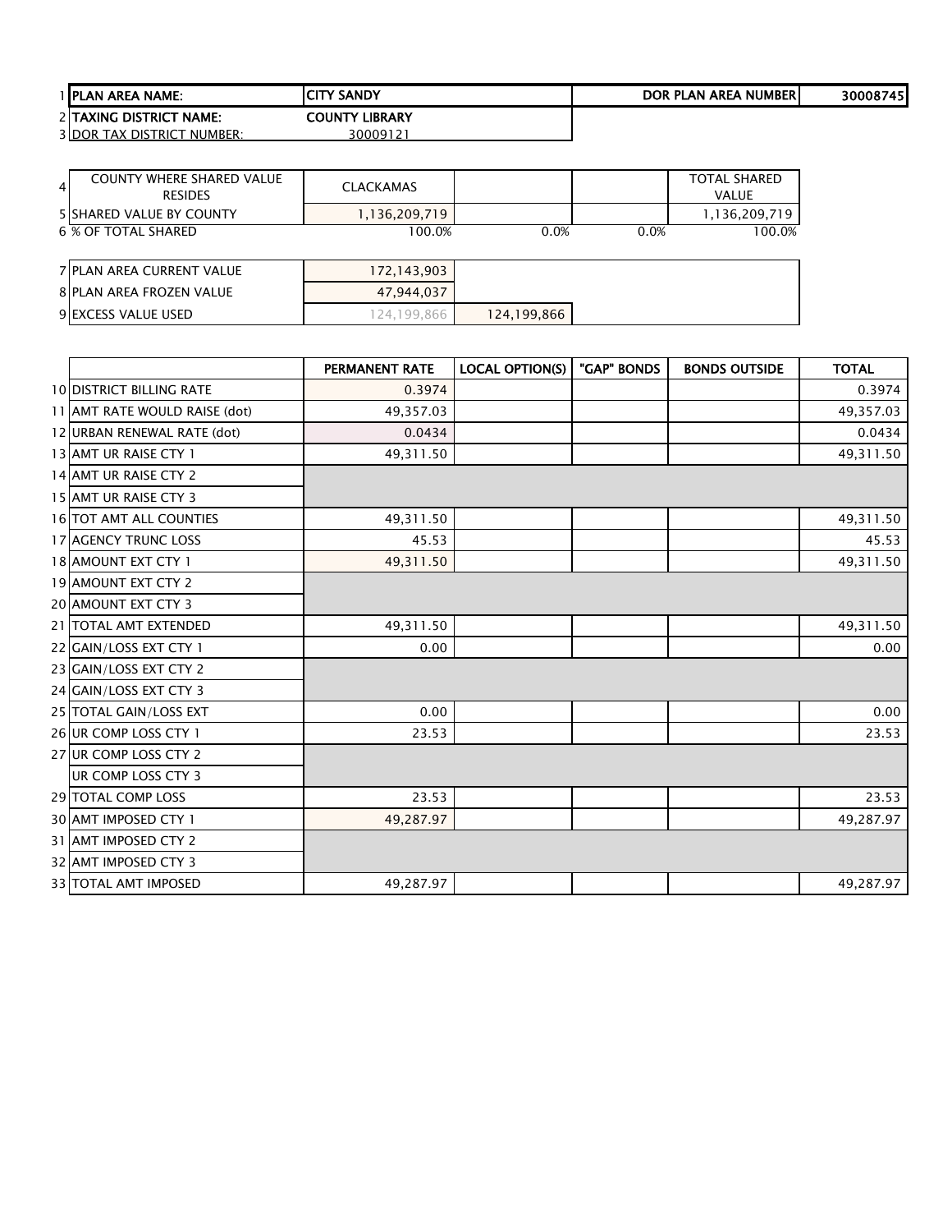| | | | | | |
|---|---|---|---|---|---|
| 1 | PLAN AREA NAME: | CITY SANDY | | DOR PLAN AREA NUMBER | 30008745 |
| 2 | TAXING DISTRICT NAME: | COUNTY LIBRARY | | | |
| 3 | DOR TAX DISTRICT NUMBER: | 30009121 | | | |

| | | | | | |
|---|---|---|---|---|---|
| 4 | COUNTY WHERE SHARED VALUE RESIDES | CLACKAMAS | | | TOTAL SHARED VALUE |
| 5 | SHARED VALUE BY COUNTY | 1,136,209,719 | | | 1,136,209,719 |
| 6 | % OF TOTAL SHARED | 100.0% | 0.0% | 0.0% | 100.0% |

| | | | |
|---|---|---|---|
| 7 | PLAN AREA CURRENT VALUE | 172,143,903 | |
| 8 | PLAN AREA FROZEN VALUE | 47,944,037 | |
| 9 | EXCESS VALUE USED | 124,199,866 | 124,199,866 |

| | | PERMANENT RATE | LOCAL OPTION(S) | "GAP" BONDS | BONDS OUTSIDE | TOTAL |
|---|---|---|---|---|---|---|
| 10 | DISTRICT BILLING RATE | 0.3974 | | | | 0.3974 |
| 11 | AMT RATE WOULD RAISE (dot) | 49,357.03 | | | | 49,357.03 |
| 12 | URBAN RENEWAL RATE (dot) | 0.0434 | | | | 0.0434 |
| 13 | AMT UR RAISE CTY 1 | 49,311.50 | | | | 49,311.50 |
| 14 | AMT UR RAISE CTY 2 | | | | | |
| 15 | AMT UR RAISE CTY 3 | | | | | |
| 16 | TOT AMT ALL COUNTIES | 49,311.50 | | | | 49,311.50 |
| 17 | AGENCY TRUNC LOSS | 45.53 | | | | 45.53 |
| 18 | AMOUNT EXT CTY 1 | 49,311.50 | | | | 49,311.50 |
| 19 | AMOUNT EXT CTY 2 | | | | | |
| 20 | AMOUNT EXT CTY 3 | | | | | |
| 21 | TOTAL AMT EXTENDED | 49,311.50 | | | | 49,311.50 |
| 22 | GAIN/LOSS EXT CTY 1 | 0.00 | | | | 0.00 |
| 23 | GAIN/LOSS EXT CTY 2 | | | | | |
| 24 | GAIN/LOSS EXT CTY 3 | | | | | |
| 25 | TOTAL GAIN/LOSS EXT | 0.00 | | | | 0.00 |
| 26 | UR COMP LOSS CTY 1 | 23.53 | | | | 23.53 |
| 27 | UR COMP LOSS CTY 2 | | | | | |
| | UR COMP LOSS CTY 3 | | | | | |
| 29 | TOTAL COMP LOSS | 23.53 | | | | 23.53 |
| 30 | AMT IMPOSED CTY 1 | 49,287.97 | | | | 49,287.97 |
| 31 | AMT IMPOSED CTY 2 | | | | | |
| 32 | AMT IMPOSED CTY 3 | | | | | |
| 33 | TOTAL AMT IMPOSED | 49,287.97 | | | | 49,287.97 |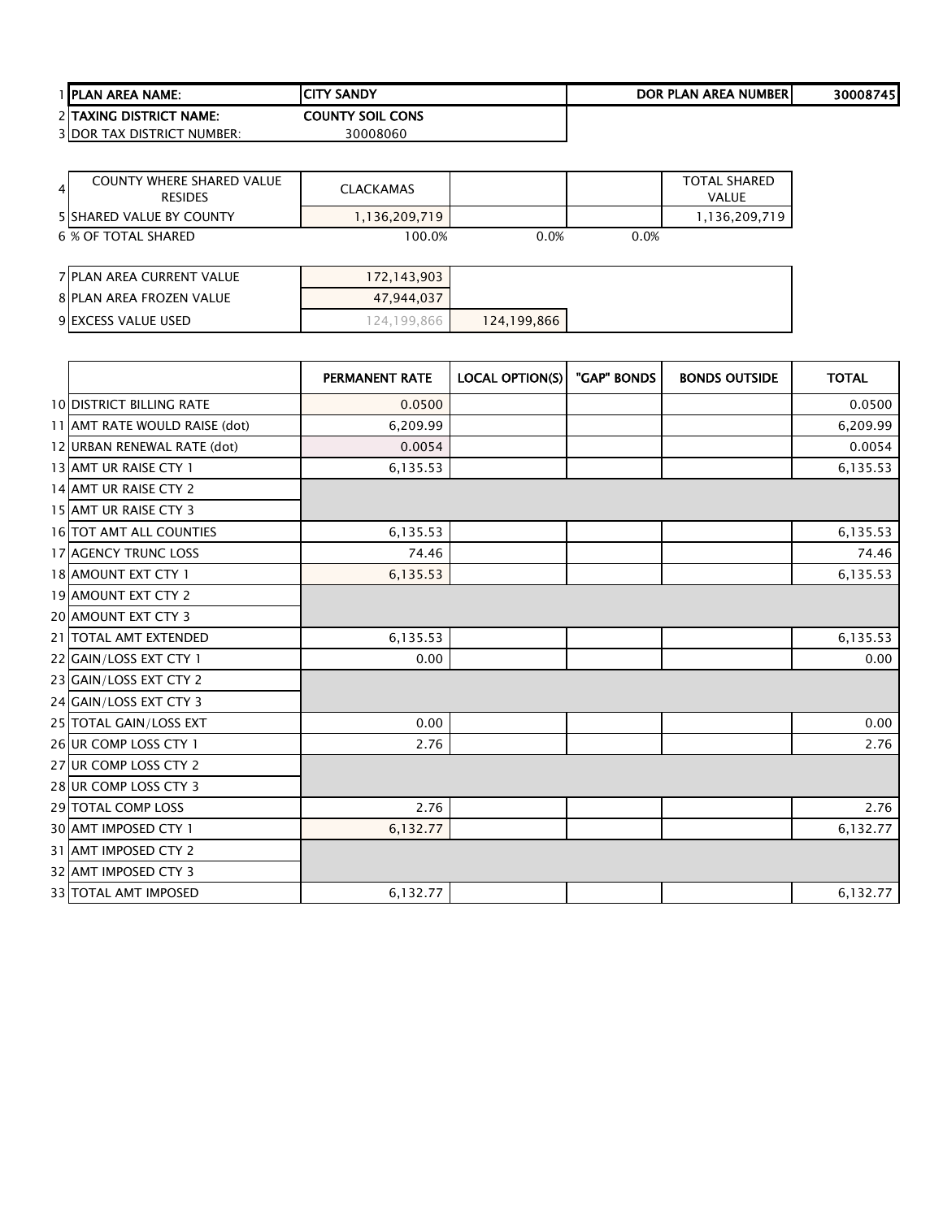| | | | | | |
|---|---|---|---|---|---|
| 1 | PLAN AREA NAME: | CITY SANDY | | DOR PLAN AREA NUMBER | 30008745 |
| 2 | TAXING DISTRICT NAME: | COUNTY SOIL CONS | | | |
| 3 | DOR TAX DISTRICT NUMBER: | 30008060 | | | |

| | | | | | |
|---|---|---|---|---|---|
| 4 | COUNTY WHERE SHARED VALUE RESIDES | CLACKAMAS | | | TOTAL SHARED VALUE |
| 5 | SHARED VALUE BY COUNTY | 1,136,209,719 | | | 1,136,209,719 |
| 6 | % OF TOTAL SHARED | 100.0% | 0.0% | 0.0% | |

| | | | |
|---|---|---|---|
| 7 | PLAN AREA CURRENT VALUE | 172,143,903 | |
| 8 | PLAN AREA FROZEN VALUE | 47,944,037 | |
| 9 | EXCESS VALUE USED | 124,199,866 | 124,199,866 |

| | | PERMANENT RATE | LOCAL OPTION(S) | "GAP" BONDS | BONDS OUTSIDE | TOTAL |
|---|---|---|---|---|---|---|
| 10 | DISTRICT BILLING RATE | 0.0500 | | | | 0.0500 |
| 11 | AMT RATE WOULD RAISE (dot) | 6,209.99 | | | | 6,209.99 |
| 12 | URBAN RENEWAL RATE (dot) | 0.0054 | | | | 0.0054 |
| 13 | AMT UR RAISE CTY 1 | 6,135.53 | | | | 6,135.53 |
| 14 | AMT UR RAISE CTY 2 | | | | | |
| 15 | AMT UR RAISE CTY 3 | | | | | |
| 16 | TOT AMT ALL COUNTIES | 6,135.53 | | | | 6,135.53 |
| 17 | AGENCY TRUNC LOSS | 74.46 | | | | 74.46 |
| 18 | AMOUNT EXT CTY 1 | 6,135.53 | | | | 6,135.53 |
| 19 | AMOUNT EXT CTY 2 | | | | | |
| 20 | AMOUNT EXT CTY 3 | | | | | |
| 21 | TOTAL AMT EXTENDED | 6,135.53 | | | | 6,135.53 |
| 22 | GAIN/LOSS EXT CTY 1 | 0.00 | | | | 0.00 |
| 23 | GAIN/LOSS EXT CTY 2 | | | | | |
| 24 | GAIN/LOSS EXT CTY 3 | | | | | |
| 25 | TOTAL GAIN/LOSS EXT | 0.00 | | | | 0.00 |
| 26 | UR COMP LOSS CTY 1 | 2.76 | | | | 2.76 |
| 27 | UR COMP LOSS CTY 2 | | | | | |
| 28 | UR COMP LOSS CTY 3 | | | | | |
| 29 | TOTAL COMP LOSS | 2.76 | | | | 2.76 |
| 30 | AMT IMPOSED CTY 1 | 6,132.77 | | | | 6,132.77 |
| 31 | AMT IMPOSED CTY 2 | | | | | |
| 32 | AMT IMPOSED CTY 3 | | | | | |
| 33 | TOTAL AMT IMPOSED | 6,132.77 | | | | 6,132.77 |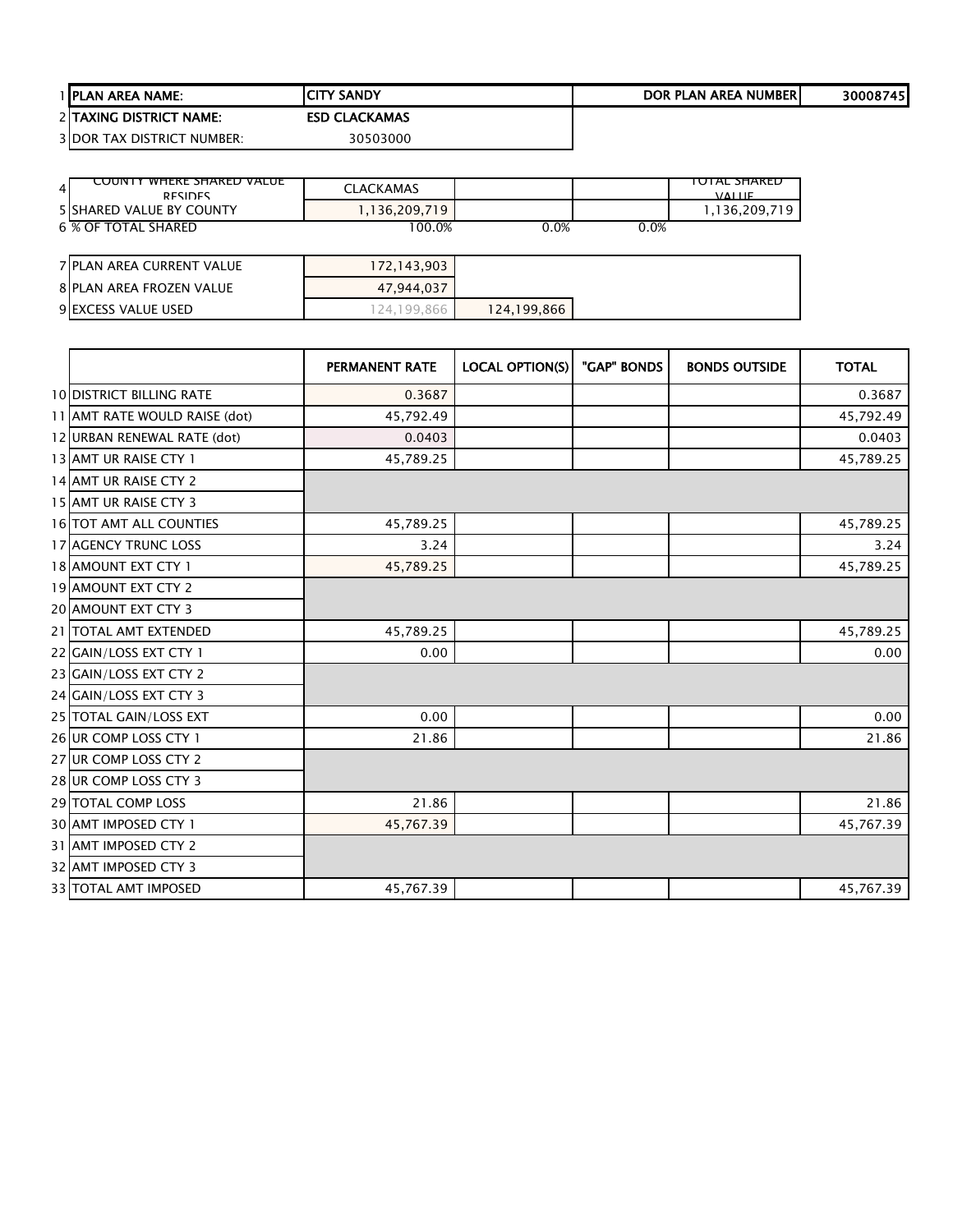| | | | | | |
|---|---|---|---|---|---|
| 1 | PLAN AREA NAME: | CITY SANDY | | DOR PLAN AREA NUMBER | 30008745 |
| 2 | TAXING DISTRICT NAME: | ESD CLACKAMAS | | | |
| 3 | DOR TAX DISTRICT NUMBER: | 30503000 | | | |

| | | | | | |
|---|---|---|---|---|---|
| 4 | COUNTY WHERE SHARED VALUE RESIDES | CLACKAMAS | | | TOTAL SHARED VALUE |
| 5 | SHARED VALUE BY COUNTY | 1,136,209,719 | | | 1,136,209,719 |
| 6 | % OF TOTAL SHARED | 100.0% | 0.0% | 0.0% | |

| | | | |
|---|---|---|---|
| 7 | PLAN AREA CURRENT VALUE | 172,143,903 | |
| 8 | PLAN AREA FROZEN VALUE | 47,944,037 | |
| 9 | EXCESS VALUE USED | 124,199,866 | 124,199,866 |

| | | PERMANENT RATE | LOCAL OPTION(S) | "GAP" BONDS | BONDS OUTSIDE | TOTAL |
|---|---|---|---|---|---|---|
| 10 | DISTRICT BILLING RATE | 0.3687 | | | | 0.3687 |
| 11 | AMT RATE WOULD RAISE (dot) | 45,792.49 | | | | 45,792.49 |
| 12 | URBAN RENEWAL RATE (dot) | 0.0403 | | | | 0.0403 |
| 13 | AMT UR RAISE CTY 1 | 45,789.25 | | | | 45,789.25 |
| 14 | AMT UR RAISE CTY 2 | | | | | |
| 15 | AMT UR RAISE CTY 3 | | | | | |
| 16 | TOT AMT ALL COUNTIES | 45,789.25 | | | | 45,789.25 |
| 17 | AGENCY TRUNC LOSS | 3.24 | | | | 3.24 |
| 18 | AMOUNT EXT CTY 1 | 45,789.25 | | | | 45,789.25 |
| 19 | AMOUNT EXT CTY 2 | | | | | |
| 20 | AMOUNT EXT CTY 3 | | | | | |
| 21 | TOTAL AMT EXTENDED | 45,789.25 | | | | 45,789.25 |
| 22 | GAIN/LOSS EXT CTY 1 | 0.00 | | | | 0.00 |
| 23 | GAIN/LOSS EXT CTY 2 | | | | | |
| 24 | GAIN/LOSS EXT CTY 3 | | | | | |
| 25 | TOTAL GAIN/LOSS EXT | 0.00 | | | | 0.00 |
| 26 | UR COMP LOSS CTY 1 | 21.86 | | | | 21.86 |
| 27 | UR COMP LOSS CTY 2 | | | | | |
| 28 | UR COMP LOSS CTY 3 | | | | | |
| 29 | TOTAL COMP LOSS | 21.86 | | | | 21.86 |
| 30 | AMT IMPOSED CTY 1 | 45,767.39 | | | | 45,767.39 |
| 31 | AMT IMPOSED CTY 2 | | | | | |
| 32 | AMT IMPOSED CTY 3 | | | | | |
| 33 | TOTAL AMT IMPOSED | 45,767.39 | | | | 45,767.39 |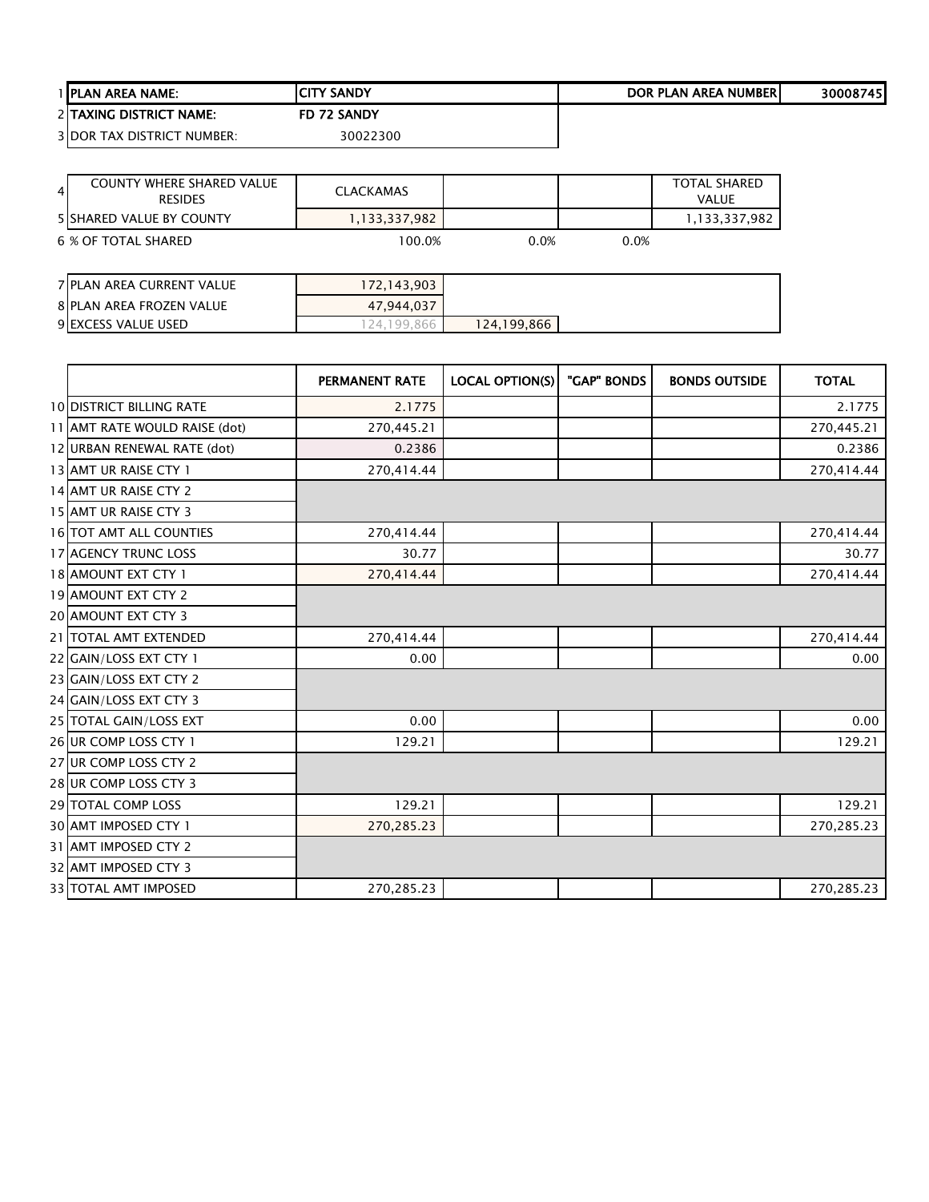| | | | | | |
|---|---|---|---|---|---|
| 1 | **PLAN AREA NAME:** | **CITY SANDY** | | **DOR PLAN AREA NUMBER** | **30008745** |
| 2 | **TAXING DISTRICT NAME:** | **FD 72 SANDY** | | | |
| 3 | DOR TAX DISTRICT NUMBER: | 30022300 | | | |

| | | | | | |
|---|---|---|---|---|---|
| 4 | COUNTY WHERE SHARED VALUE RESIDES | CLACKAMAS | | | TOTAL SHARED VALUE |
| 5 | SHARED VALUE BY COUNTY | 1,133,337,982 | | | 1,133,337,982 |
| 6 | % OF TOTAL SHARED | 100.0% | 0.0% | 0.0% | |

| | | | |
|---|---|---|---|
| 7 | PLAN AREA CURRENT VALUE | 172,143,903 | |
| 8 | PLAN AREA FROZEN VALUE | 47,944,037 | |
| 9 | EXCESS VALUE USED | 124,199,866 | 124,199,866 |

| | | PERMANENT RATE | LOCAL OPTION(S) | "GAP" BONDS | BONDS OUTSIDE | TOTAL |
|---|---|---|---|---|---|---|
| 10 | DISTRICT BILLING RATE | 2.1775 | | | | 2.1775 |
| 11 | AMT RATE WOULD RAISE (dot) | 270,445.21 | | | | 270,445.21 |
| 12 | URBAN RENEWAL RATE (dot) | 0.2386 | | | | 0.2386 |
| 13 | AMT UR RAISE CTY 1 | 270,414.44 | | | | 270,414.44 |
| 14 | AMT UR RAISE CTY 2 | | | | | |
| 15 | AMT UR RAISE CTY 3 | | | | | |
| 16 | TOT AMT ALL COUNTIES | 270,414.44 | | | | 270,414.44 |
| 17 | AGENCY TRUNC LOSS | 30.77 | | | | 30.77 |
| 18 | AMOUNT EXT CTY 1 | 270,414.44 | | | | 270,414.44 |
| 19 | AMOUNT EXT CTY 2 | | | | | |
| 20 | AMOUNT EXT CTY 3 | | | | | |
| 21 | TOTAL AMT EXTENDED | 270,414.44 | | | | 270,414.44 |
| 22 | GAIN/LOSS EXT CTY 1 | 0.00 | | | | 0.00 |
| 23 | GAIN/LOSS EXT CTY 2 | | | | | |
| 24 | GAIN/LOSS EXT CTY 3 | | | | | |
| 25 | TOTAL GAIN/LOSS EXT | 0.00 | | | | 0.00 |
| 26 | UR COMP LOSS CTY 1 | 129.21 | | | | 129.21 |
| 27 | UR COMP LOSS CTY 2 | | | | | |
| 28 | UR COMP LOSS CTY 3 | | | | | |
| 29 | TOTAL COMP LOSS | 129.21 | | | | 129.21 |
| 30 | AMT IMPOSED CTY 1 | 270,285.23 | | | | 270,285.23 |
| 31 | AMT IMPOSED CTY 2 | | | | | |
| 32 | AMT IMPOSED CTY 3 | | | | | |
| 33 | TOTAL AMT IMPOSED | 270,285.23 | | | | 270,285.23 |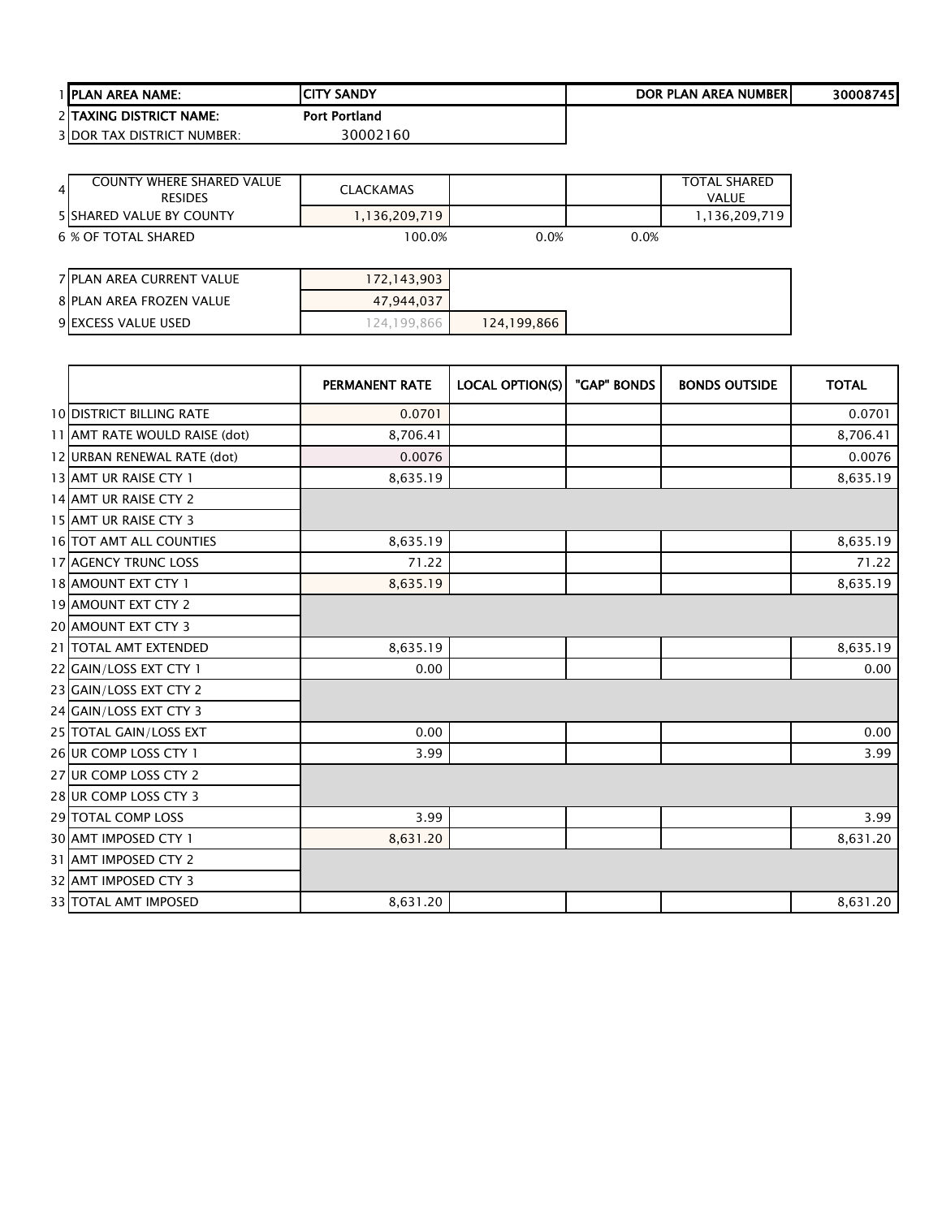| | | | | | |
|---|---|---|---|---|---|
| 1 | **PLAN AREA NAME:** | **CITY SANDY** | | **DOR PLAN AREA NUMBER** | **30008745** |
| 2 | **TAXING DISTRICT NAME:** | **Port Portland** | | | |
| 3 | DOR TAX DISTRICT NUMBER: | 30002160 | | | |

| | | | | | |
|---|---|---|---|---|---|
| 4 | COUNTY WHERE SHARED VALUE RESIDES | CLACKAMAS | | | TOTAL SHARED VALUE |
| 5 | SHARED VALUE BY COUNTY | 1,136,209,719 | | | 1,136,209,719 |
| 6 | % OF TOTAL SHARED | 100.0% | 0.0% | 0.0% | |

| | | | |
|---|---|---|---|
| 7 | PLAN AREA CURRENT VALUE | 172,143,903 | |
| 8 | PLAN AREA FROZEN VALUE | 47,944,037 | |
| 9 | EXCESS VALUE USED | 124,199,866 | 124,199,866 |

| | | PERMANENT RATE | LOCAL OPTION(S) | "GAP" BONDS | BONDS OUTSIDE | TOTAL |
|---|---|---|---|---|---|---|
| 10 | DISTRICT BILLING RATE | 0.0701 | | | | 0.0701 |
| 11 | AMT RATE WOULD RAISE (dot) | 8,706.41 | | | | 8,706.41 |
| 12 | URBAN RENEWAL RATE (dot) | 0.0076 | | | | 0.0076 |
| 13 | AMT UR RAISE CTY 1 | 8,635.19 | | | | 8,635.19 |
| 14 | AMT UR RAISE CTY 2 | | | | | |
| 15 | AMT UR RAISE CTY 3 | | | | | |
| 16 | TOT AMT ALL COUNTIES | 8,635.19 | | | | 8,635.19 |
| 17 | AGENCY TRUNC LOSS | 71.22 | | | | 71.22 |
| 18 | AMOUNT EXT CTY 1 | 8,635.19 | | | | 8,635.19 |
| 19 | AMOUNT EXT CTY 2 | | | | | |
| 20 | AMOUNT EXT CTY 3 | | | | | |
| 21 | TOTAL AMT EXTENDED | 8,635.19 | | | | 8,635.19 |
| 22 | GAIN/LOSS EXT CTY 1 | 0.00 | | | | 0.00 |
| 23 | GAIN/LOSS EXT CTY 2 | | | | | |
| 24 | GAIN/LOSS EXT CTY 3 | | | | | |
| 25 | TOTAL GAIN/LOSS EXT | 0.00 | | | | 0.00 |
| 26 | UR COMP LOSS CTY 1 | 3.99 | | | | 3.99 |
| 27 | UR COMP LOSS CTY 2 | | | | | |
| 28 | UR COMP LOSS CTY 3 | | | | | |
| 29 | TOTAL COMP LOSS | 3.99 | | | | 3.99 |
| 30 | AMT IMPOSED CTY 1 | 8,631.20 | | | | 8,631.20 |
| 31 | AMT IMPOSED CTY 2 | | | | | |
| 32 | AMT IMPOSED CTY 3 | | | | | |
| 33 | TOTAL AMT IMPOSED | 8,631.20 | | | | 8,631.20 |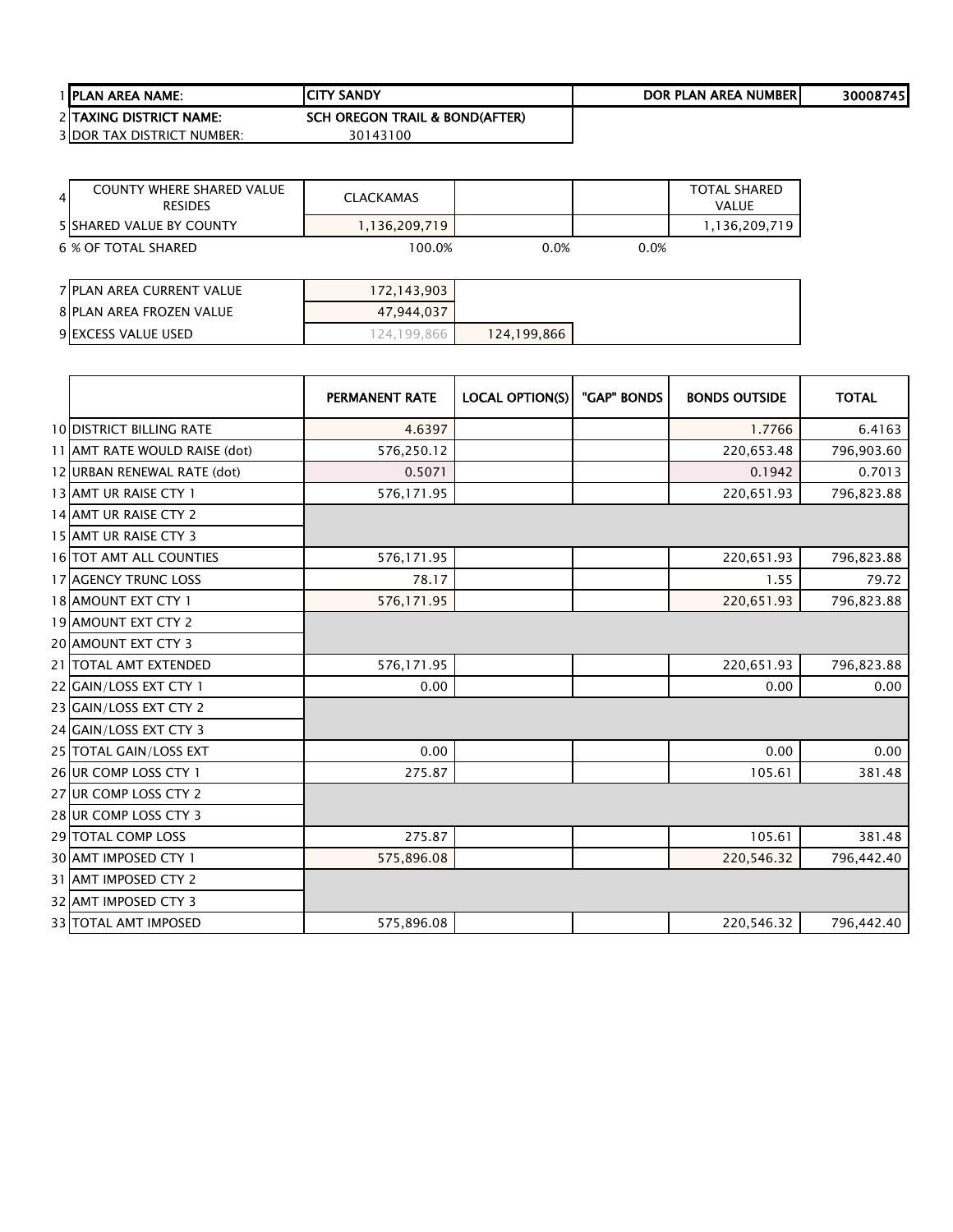| | | | |
|---|---|---|---|
| 1 PLAN AREA NAME: | CITY SANDY | DOR PLAN AREA NUMBER | 30008745 |
| 2 TAXING DISTRICT NAME: | SCH OREGON TRAIL & BOND(AFTER) | | |
| 3 DOR TAX DISTRICT NUMBER: | 30143100 | | |

| | | | | |
|---|---|---|---|---|
| 4 COUNTY WHERE SHARED VALUE RESIDES | CLACKAMAS | | | TOTAL SHARED VALUE |
| 5 SHARED VALUE BY COUNTY | 1,136,209,719 | | | 1,136,209,719 |
| 6 % OF TOTAL SHARED | 100.0% | 0.0% | 0.0% | |

| | | |
|---|---|---|
| 7 PLAN AREA CURRENT VALUE | 172,143,903 | |
| 8 PLAN AREA FROZEN VALUE | 47,944,037 | |
| 9 EXCESS VALUE USED | 124,199,866 | 124,199,866 |

| | PERMANENT RATE | LOCAL OPTION(S) | "GAP" BONDS | BONDS OUTSIDE | TOTAL |
|---|---|---|---|---|---|
| 10 DISTRICT BILLING RATE | 4.6397 | | | 1.7766 | 6.4163 |
| 11 AMT RATE WOULD RAISE (dot) | 576,250.12 | | | 220,653.48 | 796,903.60 |
| 12 URBAN RENEWAL RATE (dot) | 0.5071 | | | 0.1942 | 0.7013 |
| 13 AMT UR RAISE CTY 1 | 576,171.95 | | | 220,651.93 | 796,823.88 |
| 14 AMT UR RAISE CTY 2 | | | | | |
| 15 AMT UR RAISE CTY 3 | | | | | |
| 16 TOT AMT ALL COUNTIES | 576,171.95 | | | 220,651.93 | 796,823.88 |
| 17 AGENCY TRUNC LOSS | 78.17 | | | 1.55 | 79.72 |
| 18 AMOUNT EXT CTY 1 | 576,171.95 | | | 220,651.93 | 796,823.88 |
| 19 AMOUNT EXT CTY 2 | | | | | |
| 20 AMOUNT EXT CTY 3 | | | | | |
| 21 TOTAL AMT EXTENDED | 576,171.95 | | | 220,651.93 | 796,823.88 |
| 22 GAIN/LOSS EXT CTY 1 | 0.00 | | | 0.00 | 0.00 |
| 23 GAIN/LOSS EXT CTY 2 | | | | | |
| 24 GAIN/LOSS EXT CTY 3 | | | | | |
| 25 TOTAL GAIN/LOSS EXT | 0.00 | | | 0.00 | 0.00 |
| 26 UR COMP LOSS CTY 1 | 275.87 | | | 105.61 | 381.48 |
| 27 UR COMP LOSS CTY 2 | | | | | |
| 28 UR COMP LOSS CTY 3 | | | | | |
| 29 TOTAL COMP LOSS | 275.87 | | | 105.61 | 381.48 |
| 30 AMT IMPOSED CTY 1 | 575,896.08 | | | 220,546.32 | 796,442.40 |
| 31 AMT IMPOSED CTY 2 | | | | | |
| 32 AMT IMPOSED CTY 3 | | | | | |
| 33 TOTAL AMT IMPOSED | 575,896.08 | | | 220,546.32 | 796,442.40 |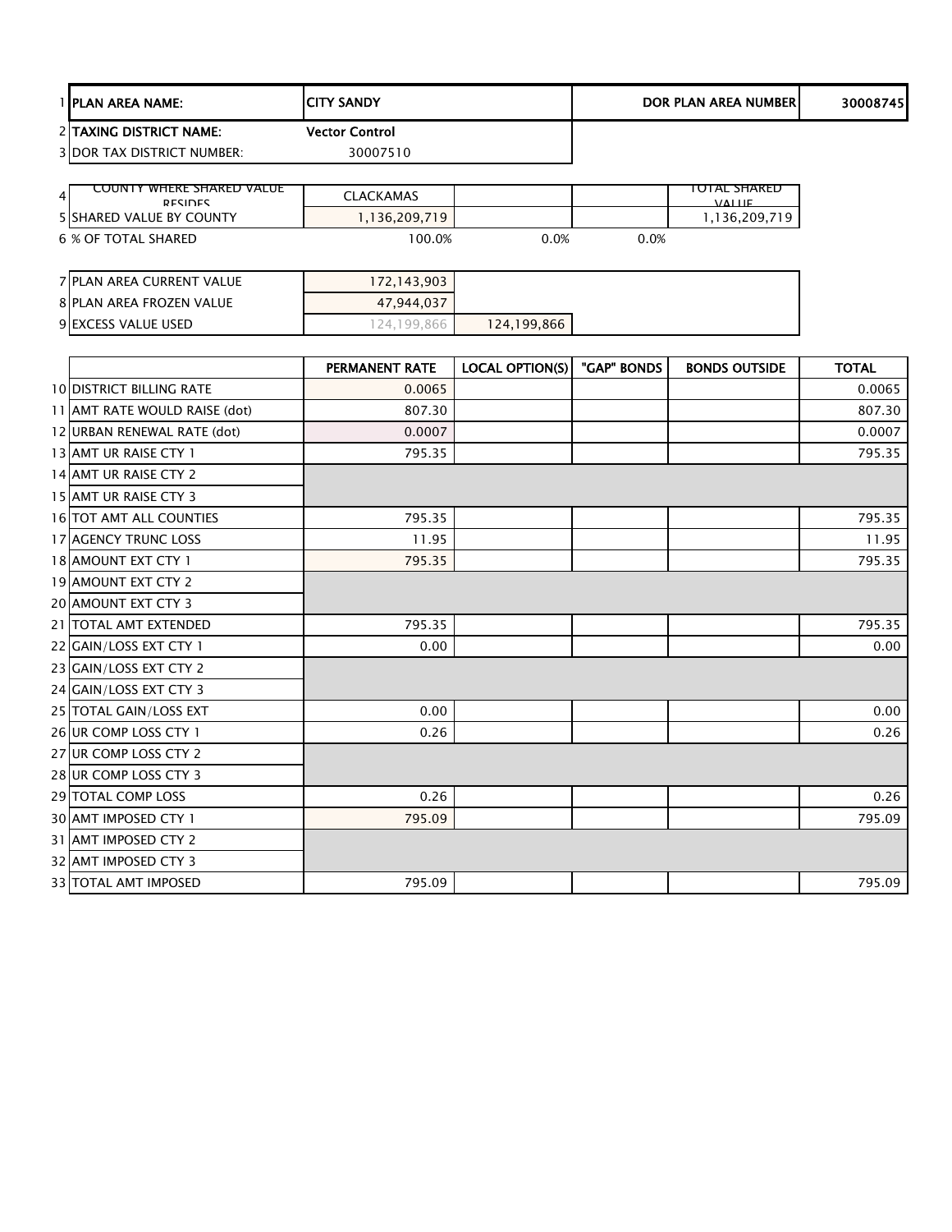| 1 | PLAN AREA NAME: | CITY SANDY | | | DOR PLAN AREA NUMBER | 30008745 |
|---|---|---|---|---|---|---|
| 2 | TAXING DISTRICT NAME: | Vector Control | | | | |
| 3 | DOR TAX DISTRICT NUMBER: | 30007510 | | | | |

| 4 | COUNTY WHERE SHARED VALUE RESIDES | CLACKAMAS | | | TOTAL SHARED VALUE |
|---|---|---|---|---|---|
| 5 | SHARED VALUE BY COUNTY | 1,136,209,719 | | | 1,136,209,719 |
| 6 | % OF TOTAL SHARED | 100.0% | 0.0% | 0.0% | |

| 7 | PLAN AREA CURRENT VALUE | 172,143,903 | |
|---|---|---|---|
| 8 | PLAN AREA FROZEN VALUE | 47,944,037 | |
| 9 | EXCESS VALUE USED | 124,199,866 | 124,199,866 |

| | | PERMANENT RATE | LOCAL OPTION(S) | "GAP" BONDS | BONDS OUTSIDE | TOTAL |
|---|---|---|---|---|---|---|
| 10 | DISTRICT BILLING RATE | 0.0065 | | | | 0.0065 |
| 11 | AMT RATE WOULD RAISE (dot) | 807.30 | | | | 807.30 |
| 12 | URBAN RENEWAL RATE (dot) | 0.0007 | | | | 0.0007 |
| 13 | AMT UR RAISE CTY 1 | 795.35 | | | | 795.35 |
| 14 | AMT UR RAISE CTY 2 | | | | | |
| 15 | AMT UR RAISE CTY 3 | | | | | |
| 16 | TOT AMT ALL COUNTIES | 795.35 | | | | 795.35 |
| 17 | AGENCY TRUNC LOSS | 11.95 | | | | 11.95 |
| 18 | AMOUNT EXT CTY 1 | 795.35 | | | | 795.35 |
| 19 | AMOUNT EXT CTY 2 | | | | | |
| 20 | AMOUNT EXT CTY 3 | | | | | |
| 21 | TOTAL AMT EXTENDED | 795.35 | | | | 795.35 |
| 22 | GAIN/LOSS EXT CTY 1 | 0.00 | | | | 0.00 |
| 23 | GAIN/LOSS EXT CTY 2 | | | | | |
| 24 | GAIN/LOSS EXT CTY 3 | | | | | |
| 25 | TOTAL GAIN/LOSS EXT | 0.00 | | | | 0.00 |
| 26 | UR COMP LOSS CTY 1 | 0.26 | | | | 0.26 |
| 27 | UR COMP LOSS CTY 2 | | | | | |
| 28 | UR COMP LOSS CTY 3 | | | | | |
| 29 | TOTAL COMP LOSS | 0.26 | | | | 0.26 |
| 30 | AMT IMPOSED CTY 1 | 795.09 | | | | 795.09 |
| 31 | AMT IMPOSED CTY 2 | | | | | |
| 32 | AMT IMPOSED CTY 3 | | | | | |
| 33 | TOTAL AMT IMPOSED | 795.09 | | | | 795.09 |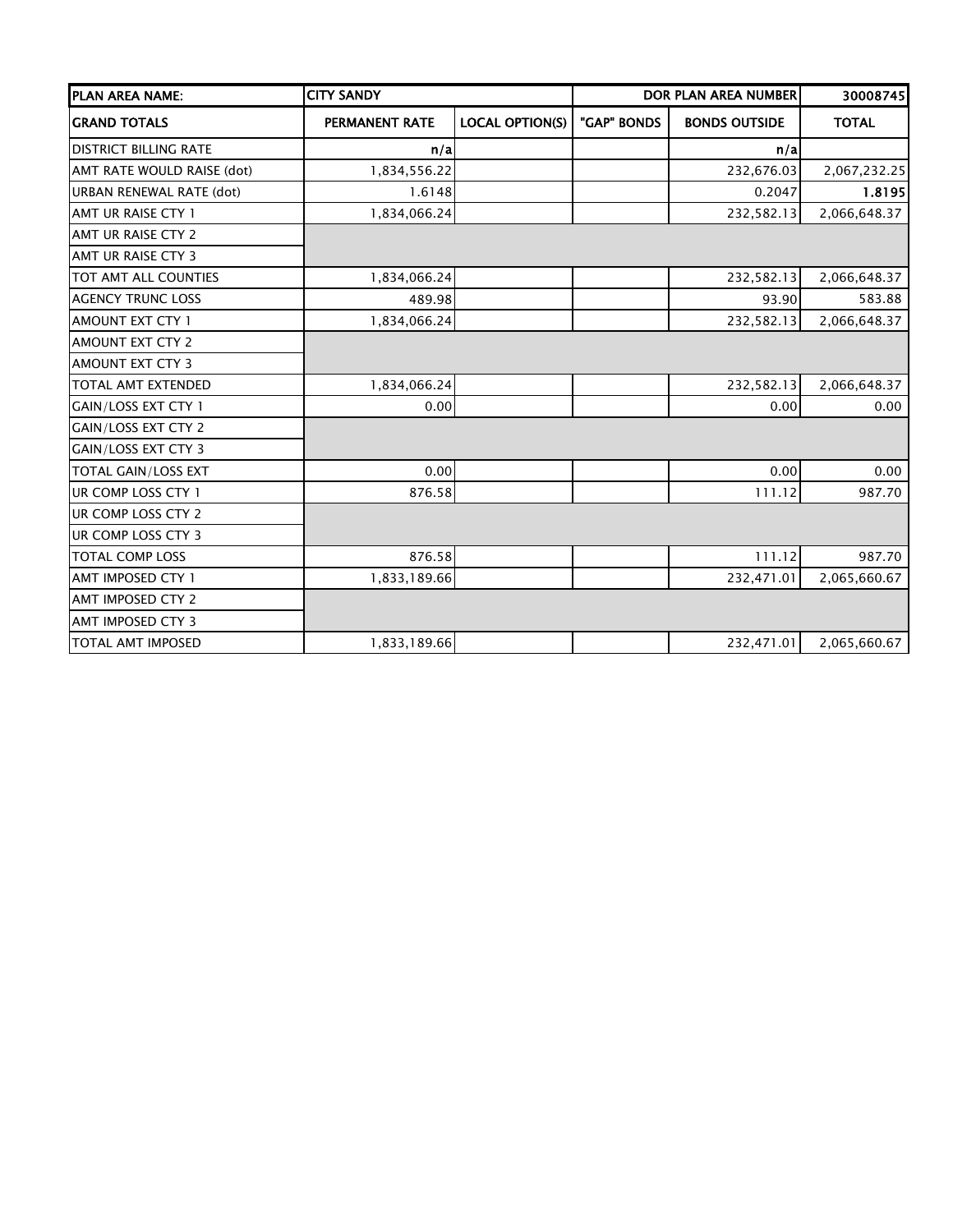| PLAN AREA NAME: | CITY SANDY | | DOR PLAN AREA NUMBER | | 30008745 |
|---|---|---|---|---|---|
| **GRAND TOTALS** | **PERMANENT RATE** | **LOCAL OPTION(S)** | **"GAP" BONDS** | **BONDS OUTSIDE** | **TOTAL** |
| DISTRICT BILLING RATE | n/a | | | n/a | |
| AMT RATE WOULD RAISE (dot) | 1,834,556.22 | | | 232,676.03 | 2,067,232.25 |
| URBAN RENEWAL RATE (dot) | 1.6148 | | | 0.2047 | **1.8195** |
| AMT UR RAISE CTY 1 | 1,834,066.24 | | | 232,582.13 | 2,066,648.37 |
| AMT UR RAISE CTY 2 | | | | | |
| AMT UR RAISE CTY 3 | | | | | |
| TOT AMT ALL COUNTIES | 1,834,066.24 | | | 232,582.13 | 2,066,648.37 |
| AGENCY TRUNC LOSS | 489.98 | | | 93.90 | 583.88 |
| AMOUNT EXT CTY 1 | 1,834,066.24 | | | 232,582.13 | 2,066,648.37 |
| AMOUNT EXT CTY 2 | | | | | |
| AMOUNT EXT CTY 3 | | | | | |
| TOTAL AMT EXTENDED | 1,834,066.24 | | | 232,582.13 | 2,066,648.37 |
| GAIN/LOSS EXT CTY 1 | 0.00 | | | 0.00 | 0.00 |
| GAIN/LOSS EXT CTY 2 | | | | | |
| GAIN/LOSS EXT CTY 3 | | | | | |
| TOTAL GAIN/LOSS EXT | 0.00 | | | 0.00 | 0.00 |
| UR COMP LOSS CTY 1 | 876.58 | | | 111.12 | 987.70 |
| UR COMP LOSS CTY 2 | | | | | |
| UR COMP LOSS CTY 3 | | | | | |
| TOTAL COMP LOSS | 876.58 | | | 111.12 | 987.70 |
| AMT IMPOSED CTY 1 | 1,833,189.66 | | | 232,471.01 | 2,065,660.67 |
| AMT IMPOSED CTY 2 | | | | | |
| AMT IMPOSED CTY 3 | | | | | |
| TOTAL AMT IMPOSED | 1,833,189.66 | | | 232,471.01 | 2,065,660.67 |